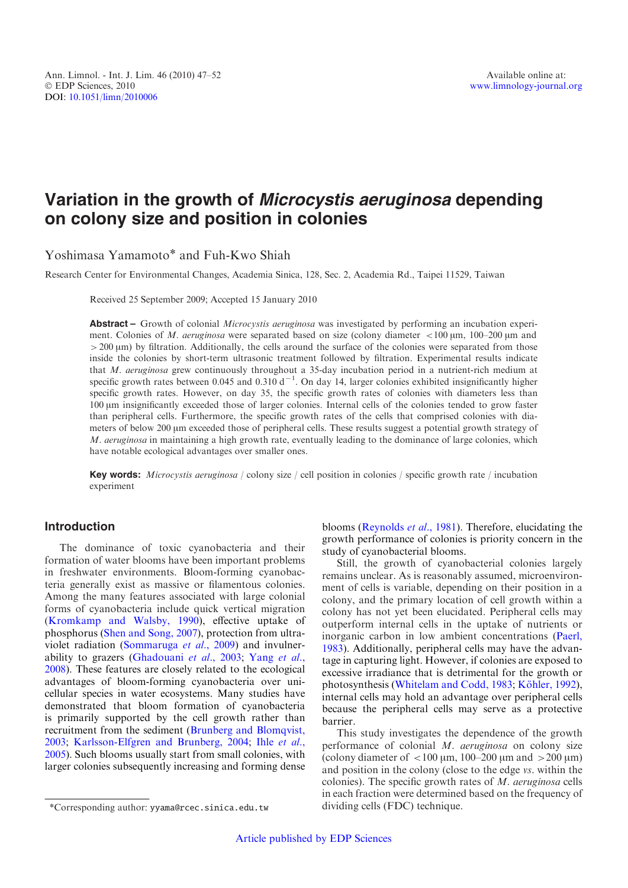# Variation in the growth of *Microcystis aeruginosa* depending on colony size and position in colonies

Yoshimasa Yamamoto* and Fuh-Kwo Shiah

Research Center for Environmental Changes, Academia Sinica, 128, Sec. 2, Academia Rd., Taipei 11529, Taiwan

Received 25 September 2009; Accepted 15 January 2010

**Abstract –** Growth of colonial *Microcystis aeruginosa* was investigated by performing an incubation experiment. Colonies of *M. aeruginosa* were separated based on size (colony diameter < 100 μm, 100–200 μm and > 200 μm) by filtration. Additionally, the cells around the surface of the colonies were separated from those inside the colonies by short-term ultrasonic treatment followed by filtration. Experimental results indicate that *M. aeruginosa* grew continuously throughout a 35-day incubation period in a nutrient-rich medium at specific growth rates between 0.045 and 0.310 $d^{-1}$. On day 14, larger colonies exhibited insignificantly higher specific growth rates. However, on day 35, the specific growth rates of colonies with diameters less than 100 μm insignificantly exceeded those of larger colonies. Internal cells of the colonies tended to grow faster than peripheral cells. Furthermore, the specific growth rates of the cells that comprised colonies with diameters of below 200 μm exceeded those of peripheral cells. These results suggest a potential growth strategy of *M. aeruginosa* in maintaining a high growth rate, eventually leading to the dominance of large colonies, which have notable ecological advantages over smaller ones.

**Key words:** *Microcystis aeruginosa* / colony size / cell position in colonies / specific growth rate / incubation experiment

## Introduction

The dominance of toxic cyanobacteria and their formation of water blooms have been important problems in freshwater environments. Bloom-forming cyanobacteria generally exist as massive or filamentous colonies. Among the many features associated with large colonial forms of cyanobacteria include quick vertical migration (Kromkamp and Walsby, 1990), effective uptake of phosphorus (Shen and Song, 2007), protection from ultraviolet radiation (Sommaruga *et al*., 2009) and invulnerability to grazers (Ghadouani *et al*., 2003; Yang *et al*., 2008). These features are closely related to the ecological advantages of bloom-forming cyanobacteria over unicellular species in water ecosystems. Many studies have demonstrated that bloom formation of cyanobacteria is primarily supported by the cell growth rather than recruitment from the sediment (Brunberg and Blomqvist, 2003; Karlsson-Elfgren and Brunberg, 2004; Ihle *et al*., 2005). Such blooms usually start from small colonies, with larger colonies subsequently increasing and forming dense blooms (Reynolds *et al*., 1981). Therefore, elucidating the growth performance of colonies is priority concern in the study of cyanobacterial blooms.

Still, the growth of cyanobacterial colonies largely remains unclear. As is reasonably assumed, microenvironment of cells is variable, depending on their position in a colony, and the primary location of cell growth within a colony has not yet been elucidated. Peripheral cells may outperform internal cells in the uptake of nutrients or inorganic carbon in low ambient concentrations (Paerl, 1983). Additionally, peripheral cells may have the advantage in capturing light. However, if colonies are exposed to excessive irradiance that is detrimental for the growth or photosynthesis (Whitelam and Codd, 1983; Köhler, 1992), internal cells may hold an advantage over peripheral cells because the peripheral cells may serve as a protective barrier.

This study investigates the dependence of the growth performance of colonial *M. aeruginosa* on colony size (colony diameter of < 100 μm, 100–200 μm and > 200 μm) and position in the colony (close to the edge *vs*. within the colonies). The specific growth rates of *M. aeruginosa* cells in each fraction were determined based on the frequency of dividing cells (FDC) technique.

*Corresponding author: yyama@rcec.sinica.edu.tw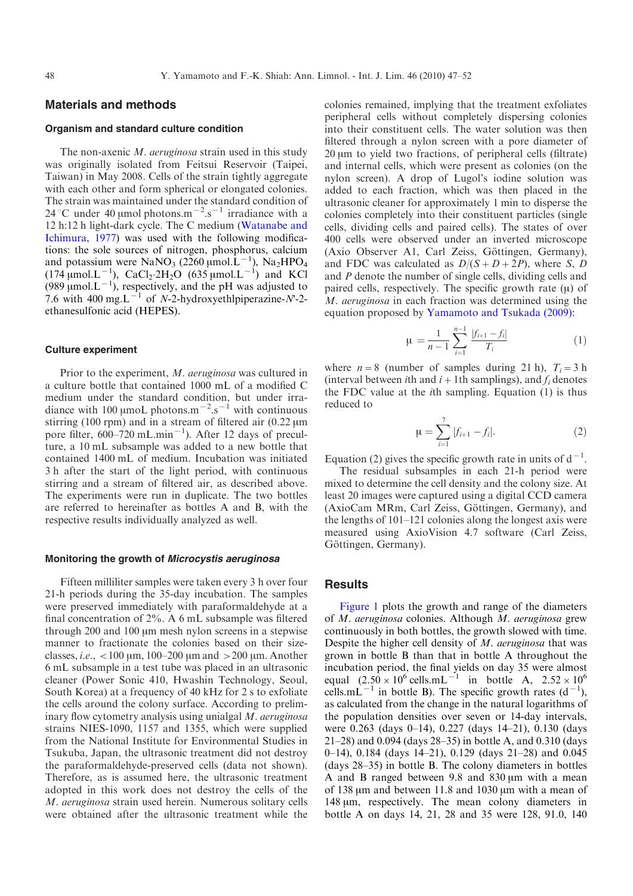## Materials and methods

### Organism and standard culture condition

The non-axenic *M. aeruginosa* strain used in this study was originally isolated from Feitsui Reservoir (Taipei, Taiwan) in May 2008. Cells of the strain tightly aggregate with each other and form spherical or elongated colonies. The strain was maintained under the standard condition of 24 °C under 40 μmol photons.m$^{-2}$.s$^{-1}$ irradiance with a 12 h:12 h light-dark cycle. The C medium (Watanabe and Ichimura, 1977) was used with the following modifications: the sole sources of nitrogen, phosphorus, calcium and potassium were $NaNO_3$ (2260 μmol.L$^{-1}$), $Na_2HPO_4$ (174 μmol.L$^{-1}$), $CaCl_2{\cdot}2H_2O$ (635 μmol.L$^{-1}$) and KCl (989 μmol.L$^{-1}$), respectively, and the pH was adjusted to 7.6 with 400 mg.L$^{-1}$ of *N*-2-hydroxyethlpiperazine-*N*'-2-ethanesulfonic acid (HEPES).

### Culture experiment

Prior to the experiment, *M. aeruginosa* was cultured in a culture bottle that contained 1000 mL of a modified C medium under the standard condition, but under irradiance with 100 μmoL photons.m$^{-2}$.s$^{-1}$ with continuous stirring (100 rpm) and in a stream of filtered air (0.22 μm pore filter, 600–720 mL.min$^{-1}$). After 12 days of preculture, a 10 mL subsample was added to a new bottle that contained 1400 mL of medium. Incubation was initiated 3 h after the start of the light period, with continuous stirring and a stream of filtered air, as described above. The experiments were run in duplicate. The two bottles are referred to hereinafter as bottles A and B, with the respective results individually analyzed as well.

### Monitoring the growth of *Microcystis aeruginosa*

Fifteen milliliter samples were taken every 3 h over four 21-h periods during the 35-day incubation. The samples were preserved immediately with paraformaldehyde at a final concentration of 2%. A 6 mL subsample was filtered through 200 and 100 μm mesh nylon screens in a stepwise manner to fractionate the colonies based on their size-classes, *i.e.*, <100 μm, 100–200 μm and >200 μm. Another 6 mL subsample in a test tube was placed in an ultrasonic cleaner (Power Sonic 410, Hwashin Technology, Seoul, South Korea) at a frequency of 40 kHz for 2 s to exfoliate the cells around the colony surface. According to preliminary flow cytometry analysis using unialgal *M. aeruginosa* strains NIES-1090, 1157 and 1355, which were supplied from the National Institute for Environmental Studies in Tsukuba, Japan, the ultrasonic treatment did not destroy the paraformaldehyde-preserved cells (data not shown). Therefore, as is assumed here, the ultrasonic treatment adopted in this work does not destroy the cells of the *M. aeruginosa* strain used herein. Numerous solitary cells were obtained after the ultrasonic treatment while the colonies remained, implying that the treatment exfoliates peripheral cells without completely dispersing colonies into their constituent cells. The water solution was then filtered through a nylon screen with a pore diameter of 20 μm to yield two fractions, of peripheral cells (filtrate) and internal cells, which were present as colonies (on the nylon screen). A drop of Lugol's iodine solution was added to each fraction, which was then placed in the ultrasonic cleaner for approximately 1 min to disperse the colonies completely into their constituent particles (single cells, dividing cells and paired cells). The states of over 400 cells were observed under an inverted microscope (Axio Observer A1, Carl Zeiss, Göttingen, Germany), and FDC was calculated as $D/(S + D + 2P)$, where $S$, $D$ and $P$ denote the number of single cells, dividing cells and paired cells, respectively. The specific growth rate (μ) of *M. aeruginosa* in each fraction was determined using the equation proposed by Yamamoto and Tsukada (2009):

$$\mu = \frac{1}{n-1}\sum_{i=1}^{n-1}\frac{|f_{i+1} - f_i|}{T_i} \tag{1}$$

where $n = 8$ (number of samples during 21 h), $T_i = 3$ h (interval between $i$th and $i + 1$th samplings), and $f_i$ denotes the FDC value at the $i$th sampling. Equation (1) is thus reduced to

$$\mu = \sum_{i=1}^{7}|f_{i+1} - f_i|. \tag{2}$$

Equation (2) gives the specific growth rate in units of d$^{-1}$.

The residual subsamples in each 21-h period were mixed to determine the cell density and the colony size. At least 20 images were captured using a digital CCD camera (AxioCam MRm, Carl Zeiss, Göttingen, Germany), and the lengths of 101–121 colonies along the longest axis were measured using AxioVision 4.7 software (Carl Zeiss, Göttingen, Germany).

## Results

Figure 1 plots the growth and range of the diameters of *M. aeruginosa* colonies. Although *M. aeruginosa* grew continuously in both bottles, the growth slowed with time. Despite the higher cell density of *M. aeruginosa* that was grown in bottle B than that in bottle A throughout the incubation period, the final yields on day 35 were almost equal ($2.50 \times 10^6$ cells.mL$^{-1}$ in bottle A, $2.52 \times 10^6$ cells.mL$^{-1}$ in bottle B). The specific growth rates (d$^{-1}$), as calculated from the change in the natural logarithms of the population densities over seven or 14-day intervals, were 0.263 (days 0–14), 0.227 (days 14–21), 0.130 (days 21–28) and 0.094 (days 28–35) in bottle A, and 0.310 (days 0–14), 0.184 (days 14–21), 0.129 (days 21–28) and 0.045 (days 28–35) in bottle B. The colony diameters in bottles A and B ranged between 9.8 and 830 μm with a mean of 138 μm and between 11.8 and 1030 μm with a mean of 148 μm, respectively. The mean colony diameters in bottle A on days 14, 21, 28 and 35 were 128, 91.0, 140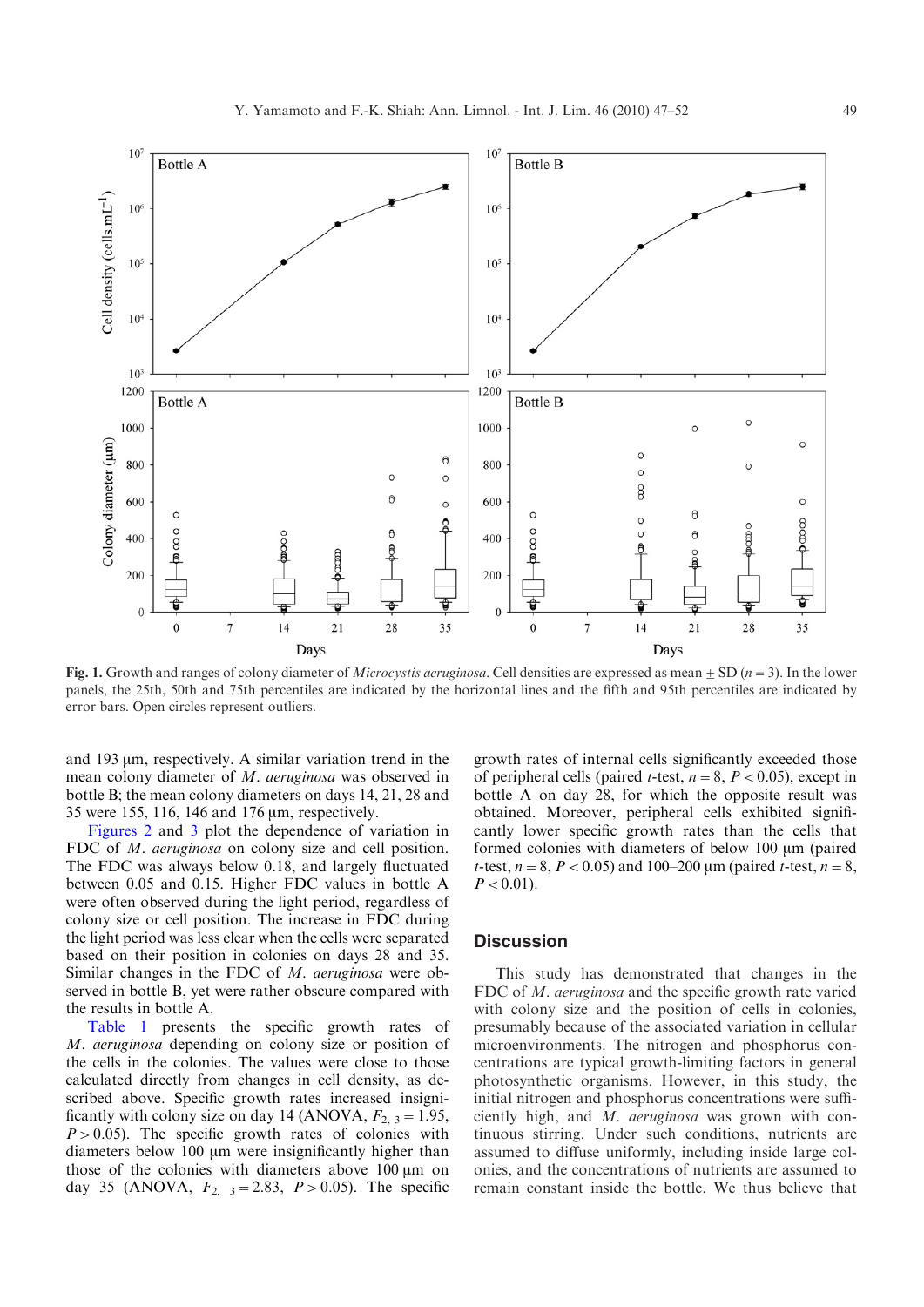**Fig. 1.** Growth and ranges of colony diameter of *Microcystis aeruginosa*. Cell densities are expressed as mean ± SD ($n = 3$). In the lower panels, the 25th, 50th and 75th percentiles are indicated by the horizontal lines and the fifth and 95th percentiles are indicated by error bars. Open circles represent outliers.

and 193 μm, respectively. A similar variation trend in the mean colony diameter of *M. aeruginosa* was observed in bottle B; the mean colony diameters on days 14, 21, 28 and 35 were 155, 116, 146 and 176 μm, respectively.

Figures 2 and 3 plot the dependence of variation in FDC of *M. aeruginosa* on colony size and cell position. The FDC was always below 0.18, and largely fluctuated between 0.05 and 0.15. Higher FDC values in bottle A were often observed during the light period, regardless of colony size or cell position. The increase in FDC during the light period was less clear when the cells were separated based on their position in colonies on days 28 and 35. Similar changes in the FDC of *M. aeruginosa* were observed in bottle B, yet were rather obscure compared with the results in bottle A.

Table 1 presents the specific growth rates of *M. aeruginosa* depending on colony size or position of the cells in the colonies. The values were close to those calculated directly from changes in cell density, as described above. Specific growth rates increased insignificantly with colony size on day 14 (ANOVA, $F_{2,3} = 1.95$, $P > 0.05$). The specific growth rates of colonies with diameters below 100 μm were insignificantly higher than those of the colonies with diameters above 100 μm on day 35 (ANOVA, $F_{2,3} = 2.83$, $P > 0.05$). The specific growth rates of internal cells significantly exceeded those of peripheral cells (paired $t$-test, $n = 8$, $P < 0.05$), except in bottle A on day 28, for which the opposite result was obtained. Moreover, peripheral cells exhibited significantly lower specific growth rates than the cells that formed colonies with diameters of below 100 μm (paired $t$-test, $n = 8$, $P < 0.05$) and 100–200 μm (paired $t$-test, $n = 8$, $P < 0.01$).

## Discussion

This study has demonstrated that changes in the FDC of *M. aeruginosa* and the specific growth rate varied with colony size and the position of cells in colonies, presumably because of the associated variation in cellular microenvironments. The nitrogen and phosphorus concentrations are typical growth-limiting factors in general photosynthetic organisms. However, in this study, the initial nitrogen and phosphorus concentrations were sufficiently high, and *M. aeruginosa* was grown with continuous stirring. Under such conditions, nutrients are assumed to diffuse uniformly, including inside large colonies, and the concentrations of nutrients are assumed to remain constant inside the bottle. We thus believe that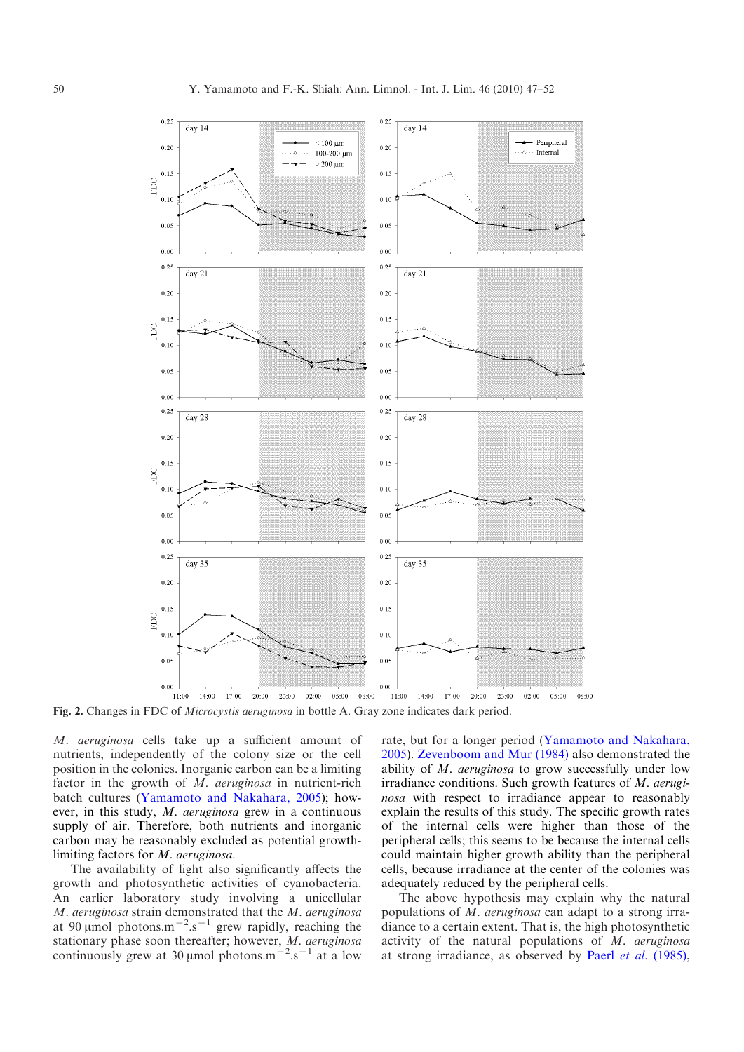Fig. 2. Changes in FDC of *Microcystis aeruginosa* in bottle A. Gray zone indicates dark period.

*M. aeruginosa* cells take up a sufficient amount of nutrients, independently of the colony size or the cell position in the colonies. Inorganic carbon can be a limiting factor in the growth of *M. aeruginosa* in nutrient-rich batch cultures (Yamamoto and Nakahara, 2005); however, in this study, *M. aeruginosa* grew in a continuous supply of air. Therefore, both nutrients and inorganic carbon may be reasonably excluded as potential growth-limiting factors for *M. aeruginosa*.

The availability of light also significantly affects the growth and photosynthetic activities of cyanobacteria. An earlier laboratory study involving a unicellular *M. aeruginosa* strain demonstrated that the *M. aeruginosa* at 90 μmol photons.$m^{-2}.s^{-1}$ grew rapidly, reaching the stationary phase soon thereafter; however, *M. aeruginosa* continuously grew at 30 μmol photons.$m^{-2}.s^{-1}$ at a low rate, but for a longer period (Yamamoto and Nakahara, 2005). Zevenboom and Mur (1984) also demonstrated the ability of *M. aeruginosa* to grow successfully under low irradiance conditions. Such growth features of *M. aeruginosa* with respect to irradiance appear to reasonably explain the results of this study. The specific growth rates of the internal cells were higher than those of the peripheral cells; this seems to be because the internal cells could maintain higher growth ability than the peripheral cells, because irradiance at the center of the colonies was adequately reduced by the peripheral cells.

The above hypothesis may explain why the natural populations of *M. aeruginosa* can adapt to a strong irradiance to a certain extent. That is, the high photosynthetic activity of the natural populations of *M. aeruginosa* at strong irradiance, as observed by Paerl *et al.* (1985),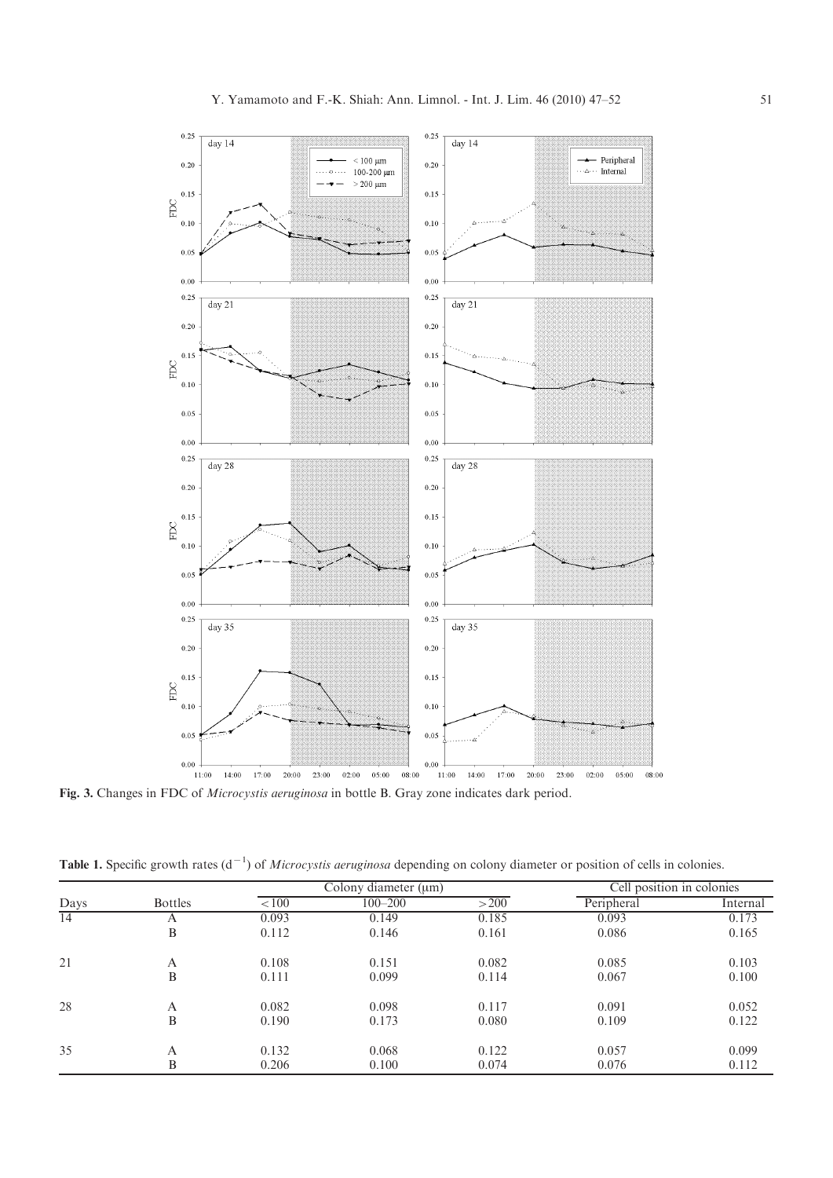**Fig. 3.** Changes in FDC of *Microcystis aeruginosa* in bottle B. Gray zone indicates dark period.

**Table 1.** Specific growth rates ($d^{-1}$) of *Microcystis aeruginosa* depending on colony diameter or position of cells in colonies.

| Days | Bottles | Colony diameter (μm) | | | Cell position in colonies | |
|---|---|---|---|---|---|---|
| | | <100 | 100–200 | >200 | Peripheral | Internal |
| 14 | A | 0.093 | 0.149 | 0.185 | 0.093 | 0.173 |
| | B | 0.112 | 0.146 | 0.161 | 0.086 | 0.165 |
| 21 | A | 0.108 | 0.151 | 0.082 | 0.085 | 0.103 |
| | B | 0.111 | 0.099 | 0.114 | 0.067 | 0.100 |
| 28 | A | 0.082 | 0.098 | 0.117 | 0.091 | 0.052 |
| | B | 0.190 | 0.173 | 0.080 | 0.109 | 0.122 |
| 35 | A | 0.132 | 0.068 | 0.122 | 0.057 | 0.099 |
| | B | 0.206 | 0.100 | 0.074 | 0.076 | 0.112 |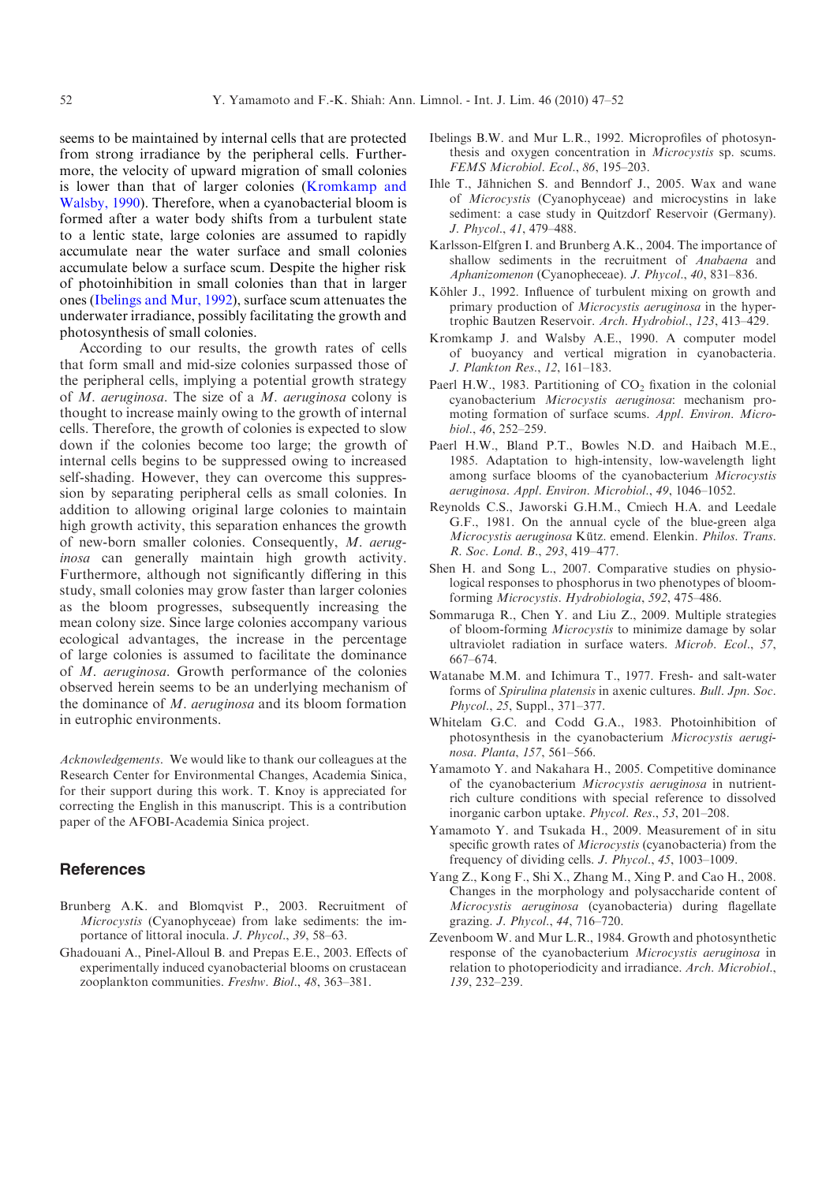seems to be maintained by internal cells that are protected from strong irradiance by the peripheral cells. Furthermore, the velocity of upward migration of small colonies is lower than that of larger colonies (Kromkamp and Walsby, 1990). Therefore, when a cyanobacterial bloom is formed after a water body shifts from a turbulent state to a lentic state, large colonies are assumed to rapidly accumulate near the water surface and small colonies accumulate below a surface scum. Despite the higher risk of photoinhibition in small colonies than that in larger ones (Ibelings and Mur, 1992), surface scum attenuates the underwater irradiance, possibly facilitating the growth and photosynthesis of small colonies.

According to our results, the growth rates of cells that form small and mid-size colonies surpassed those of the peripheral cells, implying a potential growth strategy of *M. aeruginosa*. The size of a *M. aeruginosa* colony is thought to increase mainly owing to the growth of internal cells. Therefore, the growth of colonies is expected to slow down if the colonies become too large; the growth of internal cells begins to be suppressed owing to increased self-shading. However, they can overcome this suppression by separating peripheral cells as small colonies. In addition to allowing original large colonies to maintain high growth activity, this separation enhances the growth of new-born smaller colonies. Consequently, *M. aeruginosa* can generally maintain high growth activity. Furthermore, although not significantly differing in this study, small colonies may grow faster than larger colonies as the bloom progresses, subsequently increasing the mean colony size. Since large colonies accompany various ecological advantages, the increase in the percentage of large colonies is assumed to facilitate the dominance of *M. aeruginosa*. Growth performance of the colonies observed herein seems to be an underlying mechanism of the dominance of *M. aeruginosa* and its bloom formation in eutrophic environments.

*Acknowledgements*. We would like to thank our colleagues at the Research Center for Environmental Changes, Academia Sinica, for their support during this work. T. Knoy is appreciated for correcting the English in this manuscript. This is a contribution paper of the AFOBI-Academia Sinica project.

## References

Brunberg A.K. and Blomqvist P., 2003. Recruitment of *Microcystis* (Cyanophyceae) from lake sediments: the importance of littoral inocula. *J. Phycol.*, *39*, 58–63.

Ghadouani A., Pinel-Alloul B. and Prepas E.E., 2003. Effects of experimentally induced cyanobacterial blooms on crustacean zooplankton communities. *Freshw. Biol.*, *48*, 363–381.

Ibelings B.W. and Mur L.R., 1992. Microprofiles of photosynthesis and oxygen concentration in *Microcystis* sp. scums. *FEMS Microbiol. Ecol.*, *86*, 195–203.

Ihle T., Jähnichen S. and Benndorf J., 2005. Wax and wane of *Microcystis* (Cyanophyceae) and microcystins in lake sediment: a case study in Quitzdorf Reservoir (Germany). *J. Phycol.*, *41*, 479–488.

Karlsson-Elfgren I. and Brunberg A.K., 2004. The importance of shallow sediments in the recruitment of *Anabaena* and *Aphanizomenon* (Cyanopheceae). *J. Phycol.*, *40*, 831–836.

Köhler J., 1992. Influence of turbulent mixing on growth and primary production of *Microcystis aeruginosa* in the hypertrophic Bautzen Reservoir. *Arch. Hydrobiol.*, *123*, 413–429.

Kromkamp J. and Walsby A.E., 1990. A computer model of buoyancy and vertical migration in cyanobacteria. *J. Plankton Res.*, *12*, 161–183.

Paerl H.W., 1983. Partitioning of $CO_2$ fixation in the colonial cyanobacterium *Microcystis aeruginosa*: mechanism promoting formation of surface scums. *Appl. Environ. Microbiol.*, *46*, 252–259.

Paerl H.W., Bland P.T., Bowles N.D. and Haibach M.E., 1985. Adaptation to high-intensity, low-wavelength light among surface blooms of the cyanobacterium *Microcystis aeruginosa*. *Appl. Environ. Microbiol.*, *49*, 1046–1052.

Reynolds C.S., Jaworski G.H.M., Cmiech H.A. and Leedale G.F., 1981. On the annual cycle of the blue-green alga *Microcystis aeruginosa* Kütz. emend. Elenkin. *Philos. Trans. R. Soc. Lond. B.*, *293*, 419–477.

Shen H. and Song L., 2007. Comparative studies on physiological responses to phosphorus in two phenotypes of bloom-forming *Microcystis*. *Hydrobiologia*, *592*, 475–486.

Sommaruga R., Chen Y. and Liu Z., 2009. Multiple strategies of bloom-forming *Microcystis* to minimize damage by solar ultraviolet radiation in surface waters. *Microb. Ecol.*, *57*, 667–674.

Watanabe M.M. and Ichimura T., 1977. Fresh- and salt-water forms of *Spirulina platensis* in axenic cultures. *Bull. Jpn. Soc. Phycol.*, *25*, Suppl., 371–377.

Whitelam G.C. and Codd G.A., 1983. Photoinhibition of photosynthesis in the cyanobacterium *Microcystis aeruginosa*. *Planta*, *157*, 561–566.

Yamamoto Y. and Nakahara H., 2005. Competitive dominance of the cyanobacterium *Microcystis aeruginosa* in nutrient-rich culture conditions with special reference to dissolved inorganic carbon uptake. *Phycol. Res.*, *53*, 201–208.

Yamamoto Y. and Tsukada H., 2009. Measurement of in situ specific growth rates of *Microcystis* (cyanobacteria) from the frequency of dividing cells. *J. Phycol.*, *45*, 1003–1009.

Yang Z., Kong F., Shi X., Zhang M., Xing P. and Cao H., 2008. Changes in the morphology and polysaccharide content of *Microcystis aeruginosa* (cyanobacteria) during flagellate grazing. *J. Phycol.*, *44*, 716–720.

Zevenboom W. and Mur L.R., 1984. Growth and photosynthetic response of the cyanobacterium *Microcystis aeruginosa* in relation to photoperiodicity and irradiance. *Arch. Microbiol.*, *139*, 232–239.